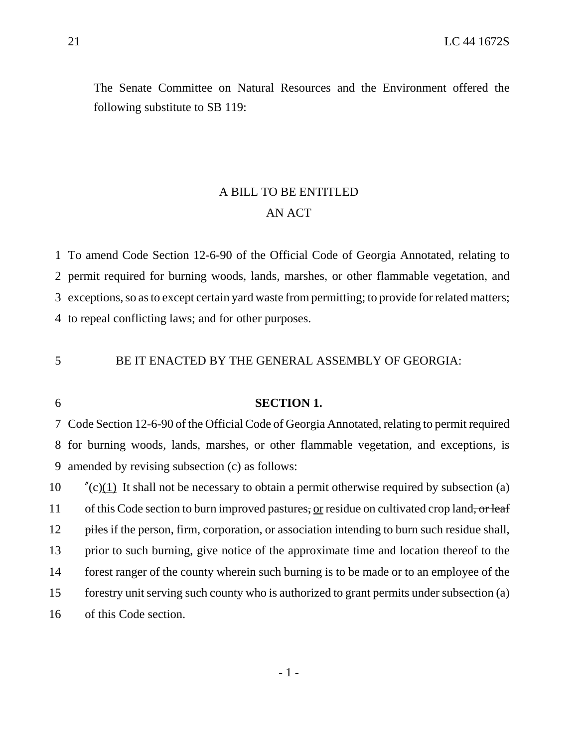The Senate Committee on Natural Resources and the Environment offered the following substitute to SB 119:

A BILL TO BE ENTITLED

AN ACT

1 To amend Code Section 12-6-90 of the Official Code of Georgia Annotated, relating to
2 permit required for burning woods, lands, marshes, or other flammable vegetation, and
3 exceptions, so as to except certain yard waste from permitting; to provide for related matters;
4 to repeal conflicting laws; and for other purposes.

5 BE IT ENACTED BY THE GENERAL ASSEMBLY OF GEORGIA:

6 **SECTION 1.**

7 Code Section 12-6-90 of the Official Code of Georgia Annotated, relating to permit required
8 for burning woods, lands, marshes, or other flammable vegetation, and exceptions, is
9 amended by revising subsection (c) as follows:

10 "(c)<u>(1)</u> It shall not be necessary to obtain a permit otherwise required by subsection (a)
11 of this Code section to burn improved pastures~~,~~ <u>or</u> residue on cultivated crop land~~, or leaf~~
12 ~~piles~~ if the person, firm, corporation, or association intending to burn such residue shall,
13 prior to such burning, give notice of the approximate time and location thereof to the
14 forest ranger of the county wherein such burning is to be made or to an employee of the
15 forestry unit serving such county who is authorized to grant permits under subsection (a)
16 of this Code section.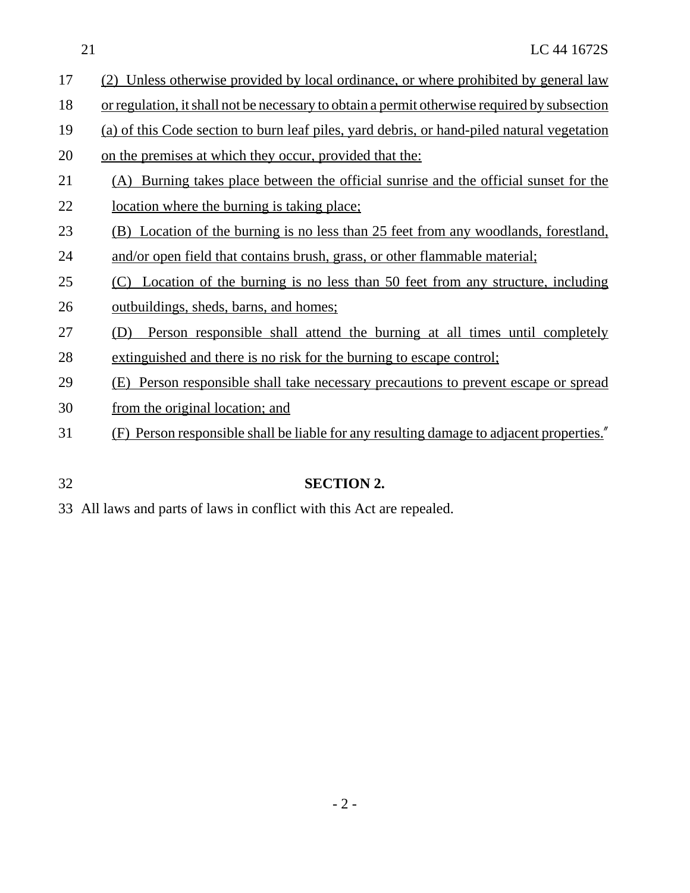(2) Unless otherwise provided by local ordinance, or where prohibited by general law or regulation, it shall not be necessary to obtain a permit otherwise required by subsection (a) of this Code section to burn leaf piles, yard debris, or hand-piled natural vegetation on the premises at which they occur, provided that the:

(A) Burning takes place between the official sunrise and the official sunset for the location where the burning is taking place;

(B) Location of the burning is no less than 25 feet from any woodlands, forestland, and/or open field that contains brush, grass, or other flammable material;

(C) Location of the burning is no less than 50 feet from any structure, including outbuildings, sheds, barns, and homes;

(D) Person responsible shall attend the burning at all times until completely extinguished and there is no risk for the burning to escape control;

(E) Person responsible shall take necessary precautions to prevent escape or spread from the original location; and

(F) Person responsible shall be liable for any resulting damage to adjacent properties.″

**SECTION 2.**

All laws and parts of laws in conflict with this Act are repealed.